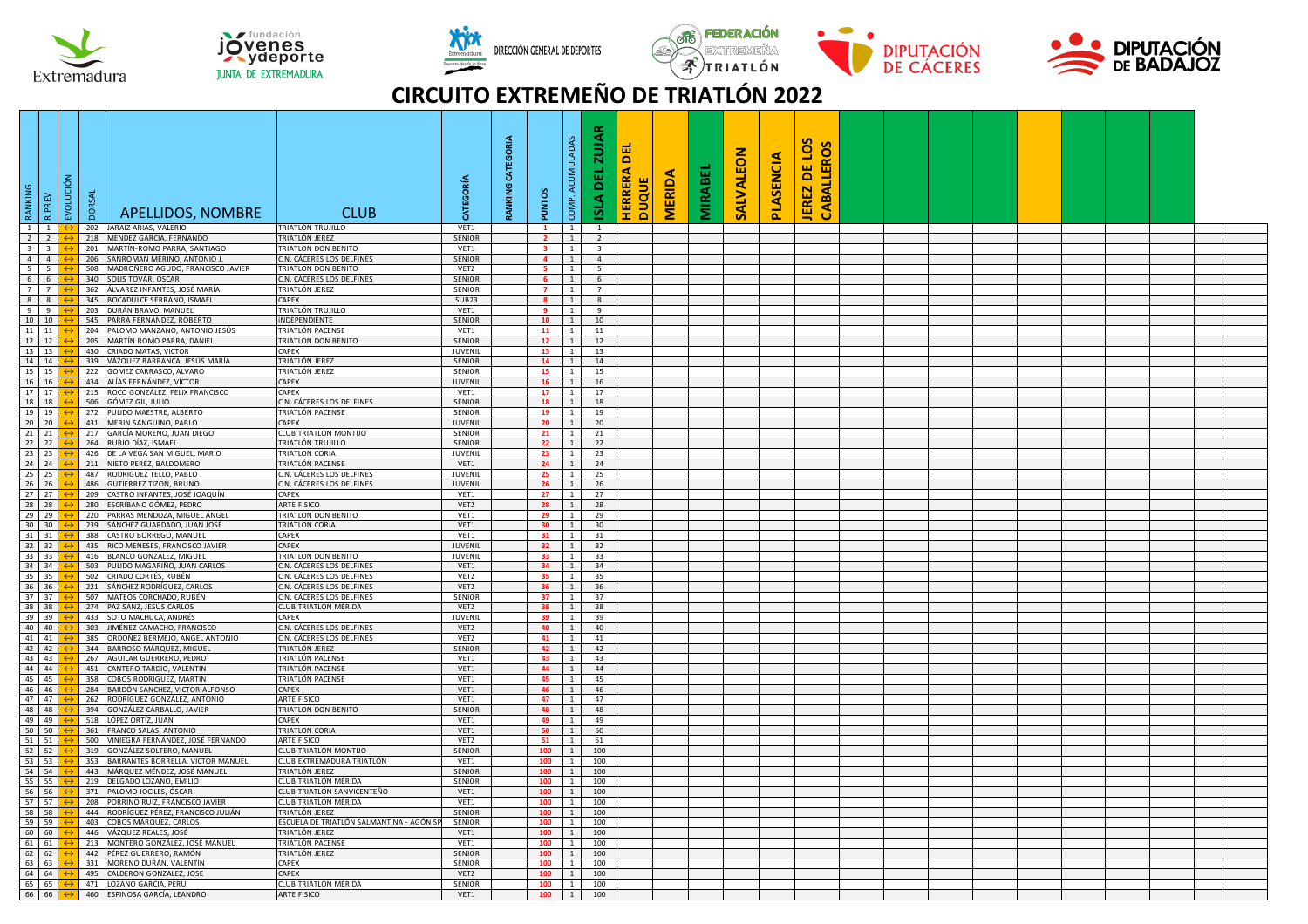# CIRCUITO EXTREMEÑO DE TRIATLÓN 2022

| RANKING | R.PREV | EVOLUCIÓN | DORSAL | APELLIDOS, NOMBRE | CLUB | CATEGORÍA | RANKING CATEGORIA | PUNTOS | COMP. ACUMULADAS | ISLA DEL ZUJAR | HERRERA DEL DUQUE | MERIDA | MIRABEL | SALVALEON | PLASENCIA | JEREZ DE LOS CABALLEROS |
|---|---|---|---|---|---|---|---|---|---|---|---|---|---|---|---|---|
| 1 | 1 | ↔ | 202 | JARAIZ ARIAS, VALERIO | TRIATLÓN TRUJILLO | VET1 | | 1 | 1 | 1 | | | | | | |
| 2 | 2 | ↔ | 218 | MENDEZ GARCIA, FERNANDO | TRIATLÓN JEREZ | SENIOR | | 2 | 1 | 2 | | | | | | |
| 3 | 3 | ↔ | 201 | MARTÍN-ROMO PARRA, SANTIAGO | TRIATLON DON BENITO | VET1 | | 3 | 1 | 3 | | | | | | |
| 4 | 4 | ↔ | 206 | SANROMAN MERINO, ANTONIO J. | C.N. CÁCERES LOS DELFINES | SENIOR | | 4 | 1 | 4 | | | | | | |
| 5 | 5 | ↔ | 508 | MADROÑERO AGUDO, FRANCISCO JAVIER | TRIATLON DON BENITO | VET2 | | 5 | 1 | 5 | | | | | | |
| 6 | 6 | ↔ | 340 | SOLIS TOVAR, OSCAR | C.N. CÁCERES LOS DELFINES | SENIOR | | 6 | 1 | 6 | | | | | | |
| 7 | 7 | ↔ | 362 | ÁLVAREZ INFANTES, JOSÉ MARÍA | TRIATLÓN JEREZ | SENIOR | | 7 | 1 | 7 | | | | | | |
| 8 | 8 | ↔ | 345 | BOCADULCE SERRANO, ISMAEL | CAPEX | SUB23 | | 8 | 1 | 8 | | | | | | |
| 9 | 9 | ↔ | 203 | DURÁN BRAVO, MANUEL | TRIATLÓN TRUJILLO | VET1 | | 9 | 1 | 9 | | | | | | |
| 10 | 10 | ↔ | 545 | PARRA FERNÁNDEZ, ROBERTO | INDEPENDIENTE | SENIOR | | 10 | 1 | 10 | | | | | | |
| 11 | 11 | ↔ | 204 | PALOMO MANZANO, ANTONIO JESÚS | TRIATLÓN PACENSE | VET1 | | 11 | 1 | 11 | | | | | | |
| 12 | 12 | ↔ | 205 | MARTÍN ROMO PARRA, DANIEL | TRIATLON DON BENITO | SENIOR | | 12 | 1 | 12 | | | | | | |
| 13 | 13 | ↔ | 430 | CRIADO MATAS, VICTOR | CAPEX | JUVENIL | | 13 | 1 | 13 | | | | | | |
| 14 | 14 | ↔ | 339 | VÁZQUEZ BARRANCA, JESÚS MARÍA | TRIATLÓN JEREZ | SENIOR | | 14 | 1 | 14 | | | | | | |
| 15 | 15 | ↔ | 222 | GOMEZ CARRASCO, ALVARO | TRIATLÓN JEREZ | SENIOR | | 15 | 1 | 15 | | | | | | |
| 16 | 16 | ↔ | 434 | ALÍAS FERNÁNDEZ, VÍCTOR | CAPEX | JUVENIL | | 16 | 1 | 16 | | | | | | |
| 17 | 17 | ↔ | 215 | ROCO GONZÁLEZ, FELIX FRANCISCO | CAPEX | VET1 | | 17 | 1 | 17 | | | | | | |
| 18 | 18 | ↔ | 506 | GÓMEZ GIL, JULIO | C.N. CÁCERES LOS DELFINES | SENIOR | | 18 | 1 | 18 | | | | | | |
| 19 | 19 | ↔ | 272 | PULIDO MAESTRE, ALBERTO | TRIATLÓN PACENSE | SENIOR | | 19 | 1 | 19 | | | | | | |
| 20 | 20 | ↔ | 431 | MERIN SANGUINO, PABLO | CAPEX | JUVENIL | | 20 | 1 | 20 | | | | | | |
| 21 | 21 | ↔ | 217 | GARCÍA MORENO, JUAN DIEGO | CLUB TRIATLON MONTIJO | SENIOR | | 21 | 1 | 21 | | | | | | |
| 22 | 22 | ↔ | 264 | RUBIO DÍAZ, ISMAEL | TRIATLÓN TRUJILLO | SENIOR | | 22 | 1 | 22 | | | | | | |
| 23 | 23 | ↔ | 426 | DE LA VEGA SAN MIGUEL, MARIO | TRIATLON CORIA | JUVENIL | | 23 | 1 | 23 | | | | | | |
| 24 | 24 | ↔ | 211 | NIETO PEREZ, BALDOMERO | TRIATLÓN PACENSE | VET1 | | 24 | 1 | 24 | | | | | | |
| 25 | 25 | ↔ | 487 | RODRIGUEZ TELLO, PABLO | C.N. CÁCERES LOS DELFINES | JUVENIL | | 25 | 1 | 25 | | | | | | |
| 26 | 26 | ↔ | 486 | GUTIERREZ TIZON, BRUNO | C.N. CÁCERES LOS DELFINES | JUVENIL | | 26 | 1 | 26 | | | | | | |
| 27 | 27 | ↔ | 209 | CASTRO INFANTES, JOSÉ JOAQUÍN | CAPEX | VET1 | | 27 | 1 | 27 | | | | | | |
| 28 | 28 | ↔ | 280 | ESCRIBANO GÓMEZ, PEDRO | ARTE FISICO | VET2 | | 28 | 1 | 28 | | | | | | |
| 29 | 29 | ↔ | 220 | PARRAS MENDOZA, MIGUEL ÁNGEL | TRIATLON DON BENITO | VET1 | | 29 | 1 | 29 | | | | | | |
| 30 | 30 | ↔ | 239 | SANCHEZ GUARDADO, JUAN JOSÉ | TRIATLON CORIA | VET1 | | 30 | 1 | 30 | | | | | | |
| 31 | 31 | ↔ | 388 | CASTRO BORREGO, MANUEL | CAPEX | VET1 | | 31 | 1 | 31 | | | | | | |
| 32 | 32 | ↔ | 435 | RICO MENESES, FRANCISCO JAVIER | CAPEX | JUVENIL | | 32 | 1 | 32 | | | | | | |
| 33 | 33 | ↔ | 416 | BLANCO GONZALEZ, MIGUEL | TRIATLON DON BENITO | JUVENIL | | 33 | 1 | 33 | | | | | | |
| 34 | 34 | ↔ | 503 | PULIDO MAGARIÑO, JUAN CARLOS | C.N. CÁCERES LOS DELFINES | VET1 | | 34 | 1 | 34 | | | | | | |
| 35 | 35 | ↔ | 502 | CRIADO CORTÉS, RUBÉN | C.N. CÁCERES LOS DELFINES | VET2 | | 35 | 1 | 35 | | | | | | |
| 36 | 36 | ↔ | 221 | SÁNCHEZ RODRÍGUEZ, CARLOS | C.N. CÁCERES LOS DELFINES | VET2 | | 36 | 1 | 36 | | | | | | |
| 37 | 37 | ↔ | 507 | MATEOS CORCHADO, RUBÉN | C.N. CÁCERES LOS DELFINES | SENIOR | | 37 | 1 | 37 | | | | | | |
| 38 | 38 | ↔ | 274 | PAZ SANZ, JESÚS CARLOS | CLUB TRIATLÓN MÉRIDA | VET2 | | 38 | 1 | 38 | | | | | | |
| 39 | 39 | ↔ | 433 | SOTO MACHUCA, ANDRÉS | CAPEX | JUVENIL | | 39 | 1 | 39 | | | | | | |
| 40 | 40 | ↔ | 303 | JIMÉNEZ CAMACHO, FRANCISCO | C.N. CÁCERES LOS DELFINES | VET2 | | 40 | 1 | 40 | | | | | | |
| 41 | 41 | ↔ | 385 | ORDOÑEZ BERMEJO, ANGEL ANTONIO | C.N. CÁCERES LOS DELFINES | VET2 | | 41 | 1 | 41 | | | | | | |
| 42 | 42 | ↔ | 344 | BARROSO MÁRQUEZ, MIGUEL | TRIATLÓN JEREZ | SENIOR | | 42 | 1 | 42 | | | | | | |
| 43 | 43 | ↔ | 267 | AGUILAR GUERRERO, PEDRO | TRIATLÓN PACENSE | VET1 | | 43 | 1 | 43 | | | | | | |
| 44 | 44 | ↔ | 451 | CANTERO TARDIO, VALENTIN | TRIATLÓN PACENSE | VET1 | | 44 | 1 | 44 | | | | | | |
| 45 | 45 | ↔ | 358 | COBOS RODRIGUEZ, MARTIN | TRIATLÓN PACENSE | VET1 | | 45 | 1 | 45 | | | | | | |
| 46 | 46 | ↔ | 284 | BARDÓN SÁNCHEZ, VICTOR ALFONSO | CAPEX | VET1 | | 46 | 1 | 46 | | | | | | |
| 47 | 47 | ↔ | 262 | RODRÍGUEZ GONZÁLEZ, ANTONIO | ARTE FISICO | VET1 | | 47 | 1 | 47 | | | | | | |
| 48 | 48 | ↔ | 394 | GONZÁLEZ CARBALLO, JAVIER | TRIATLON DON BENITO | SENIOR | | 48 | 1 | 48 | | | | | | |
| 49 | 49 | ↔ | 518 | LÓPEZ ORTÍZ, JUAN | CAPEX | VET1 | | 49 | 1 | 49 | | | | | | |
| 50 | 50 | ↔ | 361 | FRANCO SALAS, ANTONIO | TRIATLON CORIA | VET1 | | 50 | 1 | 50 | | | | | | |
| 51 | 51 | ↔ | 500 | VINIEGRA FERNÁNDEZ, JOSÉ FERNANDO | ARTE FISICO | VET2 | | 51 | 1 | 51 | | | | | | |
| 52 | 52 | ↔ | 319 | GONZÁLEZ SOLTERO, MANUEL | CLUB TRIATLON MONTIJO | SENIOR | | 100 | 1 | 100 | | | | | | |
| 53 | 53 | ↔ | 353 | BARRANTES BORRELLA, VICTOR MANUEL | CLUB EXTREMADURA TRIATLÓN | VET1 | | 100 | 1 | 100 | | | | | | |
| 54 | 54 | ↔ | 443 | MÁRQUEZ MÉNDEZ, JOSÉ MANUEL | TRIATLÓN JEREZ | SENIOR | | 100 | 1 | 100 | | | | | | |
| 55 | 55 | ↔ | 219 | DELGADO LOZANO, EMILIO | CLUB TRIATLÓN MÉRIDA | SENIOR | | 100 | 1 | 100 | | | | | | |
| 56 | 56 | ↔ | 371 | PALOMO JOCILES, ÓSCAR | CLUB TRIATLÓN SANVICENTEÑO | VET1 | | 100 | 1 | 100 | | | | | | |
| 57 | 57 | ↔ | 208 | PORRINO RUIZ, FRANCISCO JAVIER | CLUB TRIATLÓN MÉRIDA | VET1 | | 100 | 1 | 100 | | | | | | |
| 58 | 58 | ↔ | 444 | RODRÍGUEZ PÉREZ, FRANCISCO JULIÁN | TRIATLÓN JEREZ | SENIOR | | 100 | 1 | 100 | | | | | | |
| 59 | 59 | ↔ | 403 | COBOS MÁRQUEZ, CARLOS | ESCUELA DE TRIATLÓN SALMANTINA - AGÓN SP | SENIOR | | 100 | 1 | 100 | | | | | | |
| 60 | 60 | ↔ | 446 | VÁZQUEZ REALES, JOSÉ | TRIATLÓN JEREZ | VET1 | | 100 | 1 | 100 | | | | | | |
| 61 | 61 | ↔ | 213 | MONTERO GONZÁLEZ, JOSÉ MANUEL | TRIATLÓN PACENSE | VET1 | | 100 | 1 | 100 | | | | | | |
| 62 | 62 | ↔ | 442 | PÉREZ GUERRERO, RAMÓN | TRIATLÓN JEREZ | SENIOR | | 100 | 1 | 100 | | | | | | |
| 63 | 63 | ↔ | 331 | MORENO DURÁN, VALENTÍN | CAPEX | SENIOR | | 100 | 1 | 100 | | | | | | |
| 64 | 64 | ↔ | 495 | CALDERON GONZALEZ, JOSE | CAPEX | VET2 | | 100 | 1 | 100 | | | | | | |
| 65 | 65 | ↔ | 471 | LOZANO GARCIA, PERU | CLUB TRIATLÓN MÉRIDA | SENIOR | | 100 | 1 | 100 | | | | | | |
| 66 | 66 | ↔ | 460 | ESPINOSA GARCÍA, LEANDRO | ARTE FISICO | VET1 | | 100 | 1 | 100 | | | | | | |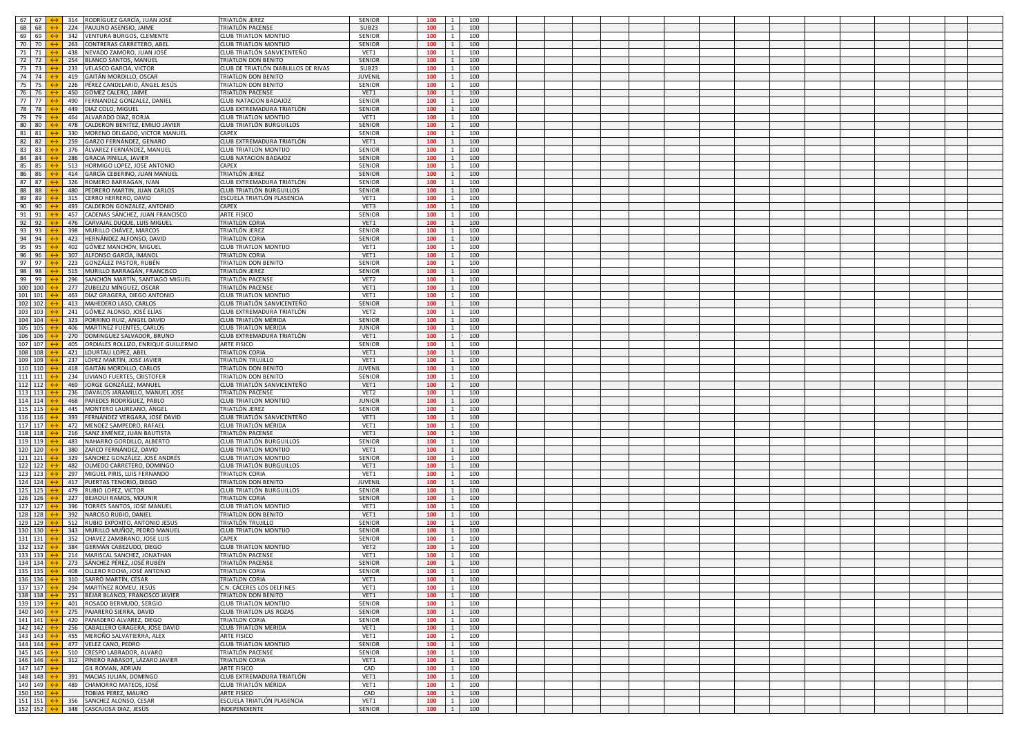| | | | | | | | | | | | | | | | | | | | | | | | |
|---|---|---|---|---|---|---|---|---|---|---|---|---|---|---|---|---|---|---|---|---|---|---|---|
| 67 | 67 | ↔ | 314 | RODRÍGUEZ GARCÍA, JUAN JOSÉ | TRIATLÓN JEREZ | SENIOR | 100 | 1 | 100 | | | | | | | | | | | | | | |
| 68 | 68 | ↔ | 224 | PAULINO ASENSIO, JAIME | TRIATLÓN PACENSE | SUB23 | 100 | 1 | 100 | | | | | | | | | | | | | | |
| 69 | 69 | ↔ | 342 | VENTURA BURGOS, CLEMENTE | CLUB TRIATLON MONTIJO | SENIOR | 100 | 1 | 100 | | | | | | | | | | | | | | |
| 70 | 70 | ↔ | 263 | CONTRERAS CARRETERO, ABEL | CLUB TRIATLON MONTIJO | SENIOR | 100 | 1 | 100 | | | | | | | | | | | | | | |
| 71 | 71 | ↔ | 438 | NEVADO ZAMORO, JUAN JOSÉ | CLUB TRIATLÓN SANVICENTEÑO | VET1 | 100 | 1 | 100 | | | | | | | | | | | | | | |
| 72 | 72 | ↔ | 254 | BLANCO SANTOS, MANUEL | TRIATLON DON BENITO | SENIOR | 100 | 1 | 100 | | | | | | | | | | | | | | |
| 73 | 73 | ↔ | 233 | VELASCO GARCIA, VICTOR | CLUB DE TRIATLÓN DIABLILLOS DE RIVAS | SUB23 | 100 | 1 | 100 | | | | | | | | | | | | | | |
| 74 | 74 | ↔ | 419 | GAITÁN MORDILLO, OSCAR | TRIATLON DON BENITO | JUVENIL | 100 | 1 | 100 | | | | | | | | | | | | | | |
| 75 | 75 | ↔ | 226 | PÉREZ CANDELARIO, ÁNGEL JESÚS | TRIATLON DON BENITO | SENIOR | 100 | 1 | 100 | | | | | | | | | | | | | | |
| 76 | 76 | ↔ | 450 | GOMEZ CALERO, JAIME | TRIATLÓN PACENSE | VET1 | 100 | 1 | 100 | | | | | | | | | | | | | | |
| 77 | 77 | ↔ | 490 | FERNANDEZ GONZALEZ, DANIEL | CLUB NATACION BADAJOZ | SENIOR | 100 | 1 | 100 | | | | | | | | | | | | | | |
| 78 | 78 | ↔ | 449 | DIAZ COLO, MIGUEL | CLUB EXTREMADURA TRIATLÓN | SENIOR | 100 | 1 | 100 | | | | | | | | | | | | | | |
| 79 | 79 | ↔ | 464 | ALVARADO DÍAZ, BORJA | CLUB TRIATLON MONTIJO | VET1 | 100 | 1 | 100 | | | | | | | | | | | | | | |
| 80 | 80 | ↔ | 478 | CALDERON BENITEZ, EMILIO JAVIER | CLUB TRIATLÓN BURGUILLOS | SENIOR | 100 | 1 | 100 | | | | | | | | | | | | | | |
| 81 | 81 | ↔ | 330 | MORENO DELGADO, VICTOR MANUEL | CAPEX | SENIOR | 100 | 1 | 100 | | | | | | | | | | | | | | |
| 82 | 82 | ↔ | 259 | GARZO FERNÁNDEZ, GENARO | CLUB EXTREMADURA TRIATLÓN | VET1 | 100 | 1 | 100 | | | | | | | | | | | | | | |
| 83 | 83 | ↔ | 376 | ÁLVAREZ FERNÁNDEZ, MANUEL | CLUB TRIATLON MONTIJO | SENIOR | 100 | 1 | 100 | | | | | | | | | | | | | | |
| 84 | 84 | ↔ | 286 | GRACIA PINILLA, JAVIER | CLUB NATACION BADAJOZ | SENIOR | 100 | 1 | 100 | | | | | | | | | | | | | | |
| 85 | 85 | ↔ | 513 | HORMIGO LOPEZ, JOSE ANTONIO | CAPEX | SENIOR | 100 | 1 | 100 | | | | | | | | | | | | | | |
| 86 | 86 | ↔ | 414 | GARCÍA CEBERINO, JUAN MANUEL | TRIATLÓN JEREZ | SENIOR | 100 | 1 | 100 | | | | | | | | | | | | | | |
| 87 | 87 | ↔ | 326 | ROMERO BARRAGAN, IVAN | CLUB EXTREMADURA TRIATLÓN | SENIOR | 100 | 1 | 100 | | | | | | | | | | | | | | |
| 88 | 88 | ↔ | 480 | PEDRERO MARTIN, JUAN CARLOS | CLUB TRIATLÓN BURGUILLOS | SENIOR | 100 | 1 | 100 | | | | | | | | | | | | | | |
| 89 | 89 | ↔ | 315 | CERRO HERRERO, DAVID | ESCUELA TRIATLÓN PLASENCIA | VET1 | 100 | 1 | 100 | | | | | | | | | | | | | | |
| 90 | 90 | ↔ | 493 | CALDERON GONZALEZ, ANTONIO | CAPEX | VET3 | 100 | 1 | 100 | | | | | | | | | | | | | | |
| 91 | 91 | ↔ | 457 | CADENAS SÁNCHEZ, JUAN FRANCISCO | ARTE FISICO | SENIOR | 100 | 1 | 100 | | | | | | | | | | | | | | |
| 92 | 92 | ↔ | 476 | CARVAJAL DUQUE, LUIS MIGUEL | TRIATLON CORIA | VET1 | 100 | 1 | 100 | | | | | | | | | | | | | | |
| 93 | 93 | ↔ | 398 | MURILLO CHÁVEZ, MARCOS | TRIATLÓN JEREZ | SENIOR | 100 | 1 | 100 | | | | | | | | | | | | | | |
| 94 | 94 | ↔ | 423 | HERNÁNDEZ ALFONSO, DAVID | TRIATLON CORIA | SENIOR | 100 | 1 | 100 | | | | | | | | | | | | | | |
| 95 | 95 | ↔ | 402 | GÓMEZ MANCHÓN, MIGUEL | CLUB TRIATLON MONTIJO | VET1 | 100 | 1 | 100 | | | | | | | | | | | | | | |
| 96 | 96 | ↔ | 307 | ALFONSO GARCÍA, IMANOL | TRIATLON CORIA | VET1 | 100 | 1 | 100 | | | | | | | | | | | | | | |
| 97 | 97 | ↔ | 223 | GONZÁLEZ PASTOR, RUBÉN | TRIATLON DON BENITO | SENIOR | 100 | 1 | 100 | | | | | | | | | | | | | | |
| 98 | 98 | ↔ | 515 | MURILLO BARRAGÁN, FRANCISCO | TRIATLÓN JEREZ | SENIOR | 100 | 1 | 100 | | | | | | | | | | | | | | |
| 99 | 99 | ↔ | 296 | SANCHÓN MARTÍN, SANTIAGO MIGUEL | TRIATLÓN PACENSE | VET2 | 100 | 1 | 100 | | | | | | | | | | | | | | |
| 100 | 100 | ↔ | 277 | ZUBELZU MÍNGUEZ, OSCAR | TRIATLÓN PACENSE | VET1 | 100 | 1 | 100 | | | | | | | | | | | | | | |
| 101 | 101 | ↔ | 463 | DÍAZ GRAGERA, DIEGO ANTONIO | CLUB TRIATLON MONTIJO | VET1 | 100 | 1 | 100 | | | | | | | | | | | | | | |
| 102 | 102 | ↔ | 413 | MAHEDERO LASO, CARLOS | CLUB TRIATLÓN SANVICENTEÑO | SENIOR | 100 | 1 | 100 | | | | | | | | | | | | | | |
| 103 | 103 | ↔ | 241 | GÓMEZ ALONSO, JOSÉ ELÍAS | CLUB EXTREMADURA TRIATLÓN | VET2 | 100 | 1 | 100 | | | | | | | | | | | | | | |
| 104 | 104 | ↔ | 323 | PORRINO RUIZ, ÁNGEL DAVID | CLUB TRIATLÓN MÉRIDA | SENIOR | 100 | 1 | 100 | | | | | | | | | | | | | | |
| 105 | 105 | ↔ | 406 | MARTINEZ FUENTES, CARLOS | CLUB TRIATLÓN MÉRIDA | JUNIOR | 100 | 1 | 100 | | | | | | | | | | | | | | |
| 106 | 106 | ↔ | 270 | DOMINGUEZ SALVADOR, BRUNO | CLUB EXTREMADURA TRIATLÓN | VET1 | 100 | 1 | 100 | | | | | | | | | | | | | | |
| 107 | 107 | ↔ | 405 | ORDIALES ROLLIZO, ENRIQUE GUILLERMO | ARTE FISICO | SENIOR | 100 | 1 | 100 | | | | | | | | | | | | | | |
| 108 | 108 | ↔ | 421 | LOURTAU LOPEZ, ABEL | TRIATLON CORIA | VET1 | 100 | 1 | 100 | | | | | | | | | | | | | | |
| 109 | 109 | ↔ | 237 | LOPEZ MARTÍN, JOSÉ JAVIER | TRIATLÓN TRUJILLO | VET1 | 100 | 1 | 100 | | | | | | | | | | | | | | |
| 110 | 110 | ↔ | 418 | GAITÁN MORDILLO, CARLOS | TRIATLON DON BENITO | JUVENIL | 100 | 1 | 100 | | | | | | | | | | | | | | |
| 111 | 111 | ↔ | 234 | LIVIANO FUERTES, CRISTOFER | TRIATLON DON BENITO | SENIOR | 100 | 1 | 100 | | | | | | | | | | | | | | |
| 112 | 112 | ↔ | 469 | JORGE GONZÁLEZ, MANUEL | CLUB TRIATLÓN SANVICENTEÑO | VET1 | 100 | 1 | 100 | | | | | | | | | | | | | | |
| 113 | 113 | ↔ | 236 | DÁVALOS JARAMILLO, MANUEL JOSÉ | TRIATLÓN PACENSE | VET2 | 100 | 1 | 100 | | | | | | | | | | | | | | |
| 114 | 114 | ↔ | 468 | PAREDES RODRÍGUEZ, PABLO | CLUB TRIATLON MONTIJO | JUNIOR | 100 | 1 | 100 | | | | | | | | | | | | | | |
| 115 | 115 | ↔ | 445 | MONTERO LAUREANO, ÁNGEL | TRIATLÓN JEREZ | SENIOR | 100 | 1 | 100 | | | | | | | | | | | | | | |
| 116 | 116 | ↔ | 393 | FERNÁNDEZ VERGARA, JOSÉ DAVID | CLUB TRIATLÓN SANVICENTEÑO | VET1 | 100 | 1 | 100 | | | | | | | | | | | | | | |
| 117 | 117 | ↔ | 472 | MENDEZ SAMPEDRO, RAFAEL | CLUB TRIATLÓN MÉRIDA | VET1 | 100 | 1 | 100 | | | | | | | | | | | | | | |
| 118 | 118 | ↔ | 216 | SANZ JIMÉNEZ, JUAN BAUTISTA | TRIATLÓN PACENSE | VET1 | 100 | 1 | 100 | | | | | | | | | | | | | | |
| 119 | 119 | ↔ | 483 | NAHARRO GORDILLO, ALBERTO | CLUB TRIATLÓN BURGUILLOS | SENIOR | 100 | 1 | 100 | | | | | | | | | | | | | | |
| 120 | 120 | ↔ | 380 | ZARCO FERNÁNDEZ, DAVID | CLUB TRIATLON MONTIJO | VET1 | 100 | 1 | 100 | | | | | | | | | | | | | | |
| 121 | 121 | ↔ | 329 | SÁNCHEZ GONZÁLEZ, JOSÉ ANDRÉS | CLUB TRIATLON MONTIJO | SENIOR | 100 | 1 | 100 | | | | | | | | | | | | | | |
| 122 | 122 | ↔ | 482 | OLMEDO CARRETERO, DOMINGO | CLUB TRIATLÓN BURGUILLOS | VET1 | 100 | 1 | 100 | | | | | | | | | | | | | | |
| 123 | 123 | ↔ | 297 | MIGUEL PIRIS, LUIS FERNANDO | TRIATLON CORIA | VET1 | 100 | 1 | 100 | | | | | | | | | | | | | | |
| 124 | 124 | ↔ | 417 | PUERTAS TENORIO, DIEGO | TRIATLON DON BENITO | JUVENIL | 100 | 1 | 100 | | | | | | | | | | | | | | |
| 125 | 125 | ↔ | 479 | RUBIO LOPEZ, VICTOR | CLUB TRIATLÓN BURGUILLOS | SENIOR | 100 | 1 | 100 | | | | | | | | | | | | | | |
| 126 | 126 | ↔ | 227 | BEJAOUI RAMOS, MOUNIR | TRIATLON CORIA | SENIOR | 100 | 1 | 100 | | | | | | | | | | | | | | |
| 127 | 127 | ↔ | 396 | TORRES SANTOS, JOSE MANUEL | CLUB TRIATLON MONTIJO | VET1 | 100 | 1 | 100 | | | | | | | | | | | | | | |
| 128 | 128 | ↔ | 392 | NARCISO RUBIO, DANIEL | TRIATLON DON BENITO | VET1 | 100 | 1 | 100 | | | | | | | | | | | | | | |
| 129 | 129 | ↔ | 512 | RUBIO EXPOXITO, ANTONIO JESUS | TRIATLÓN TRUJILLO | SENIOR | 100 | 1 | 100 | | | | | | | | | | | | | | |
| 130 | 130 | ↔ | 343 | MURILLO MUÑOZ, PEDRO MANUEL | CLUB TRIATLON MONTIJO | SENIOR | 100 | 1 | 100 | | | | | | | | | | | | | | |
| 131 | 131 | ↔ | 352 | CHAVEZ ZAMBRANO, JOSE LUIS | CAPEX | SENIOR | 100 | 1 | 100 | | | | | | | | | | | | | | |
| 132 | 132 | ↔ | 384 | GERMÁN CABEZUDO, DIEGO | CLUB TRIATLON MONTIJO | VET2 | 100 | 1 | 100 | | | | | | | | | | | | | | |
| 133 | 133 | ↔ | 214 | MARISCAL SANCHEZ, JONATHAN | TRIATLÓN PACENSE | VET1 | 100 | 1 | 100 | | | | | | | | | | | | | | |
| 134 | 134 | ↔ | 273 | SÁNCHEZ PÉREZ, JOSÉ RUBÉN | TRIATLÓN PACENSE | SENIOR | 100 | 1 | 100 | | | | | | | | | | | | | | |
| 135 | 135 | ↔ | 408 | OLLERO ROCHA, JOSÉ ANTONIO | TRIATLON CORIA | SENIOR | 100 | 1 | 100 | | | | | | | | | | | | | | |
| 136 | 136 | ↔ | 310 | SARRÓ MARTÍN, CÉSAR | TRIATLON CORIA | VET1 | 100 | 1 | 100 | | | | | | | | | | | | | | |
| 137 | 137 | ↔ | 294 | MARTÍNEZ ROMEU, JESÚS | C.N. CÁCERES LOS DELFINES | VET1 | 100 | 1 | 100 | | | | | | | | | | | | | | |
| 138 | 138 | ↔ | 251 | BÉJAR BLANCO, FRANCISCO JAVIER | TRIATLON DON BENITO | VET1 | 100 | 1 | 100 | | | | | | | | | | | | | | |
| 139 | 139 | ↔ | 401 | ROSADO BERMUDO, SERGIO | CLUB TRIATLON MONTIJO | SENIOR | 100 | 1 | 100 | | | | | | | | | | | | | | |
| 140 | 140 | ↔ | 275 | PAJARERO SIERRA, DAVID | CLUB TRIATLON LAS ROZAS | SENIOR | 100 | 1 | 100 | | | | | | | | | | | | | | |
| 141 | 141 | ↔ | 420 | PANADERO ALVAREZ, DIEGO | TRIATLON CORIA | SENIOR | 100 | 1 | 100 | | | | | | | | | | | | | | |
| 142 | 142 | ↔ | 256 | CABALLERO GRAGERA, JOSE DAVID | CLUB TRIATLÓN MÉRIDA | VET1 | 100 | 1 | 100 | | | | | | | | | | | | | | |
| 143 | 143 | ↔ | 455 | MEROÑO SALVATIERRA, ALEX | ARTE FISICO | VET1 | 100 | 1 | 100 | | | | | | | | | | | | | | |
| 144 | 144 | ↔ | 477 | VELEZ CANO, PEDRO | CLUB TRIATLON MONTIJO | SENIOR | 100 | 1 | 100 | | | | | | | | | | | | | | |
| 145 | 145 | ↔ | 510 | CRESPO LABRADOR, ALVARO | TRIATLÓN PACENSE | SENIOR | 100 | 1 | 100 | | | | | | | | | | | | | | |
| 146 | 146 | ↔ | 312 | PINERO RABASOT, LÁZARO JAVIER | TRIATLON CORIA | VET1 | 100 | 1 | 100 | | | | | | | | | | | | | | |
| 147 | 147 | ↔ | | GIL ROMAN, ADRIAN | ARTE FISICO | CAD | 100 | 1 | 100 | | | | | | | | | | | | | | |
| 148 | 148 | ↔ | 391 | MACIAS JULIAN, DOMINGO | CLUB EXTREMADURA TRIATLÓN | VET1 | 100 | 1 | 100 | | | | | | | | | | | | | | |
| 149 | 149 | ↔ | 489 | CHAMORRO MATEOS, JOSÉ | CLUB TRIATLÓN MÉRIDA | VET1 | 100 | 1 | 100 | | | | | | | | | | | | | | |
| 150 | 150 | ↔ | | TOBIAS PEREZ, MAURO | ARTE FISICO | CAD | 100 | 1 | 100 | | | | | | | | | | | | | | |
| 151 | 151 | ↔ | 356 | SANCHEZ ALONSO, CESAR | ESCUELA TRIATLÓN PLASENCIA | VET1 | 100 | 1 | 100 | | | | | | | | | | | | | | |
| 152 | 152 | ↔ | 348 | CASCAJOSA DIAZ, JESÚS | INDEPENDIENTE | SENIOR | 100 | 1 | 100 | | | | | | | | | | | | | | |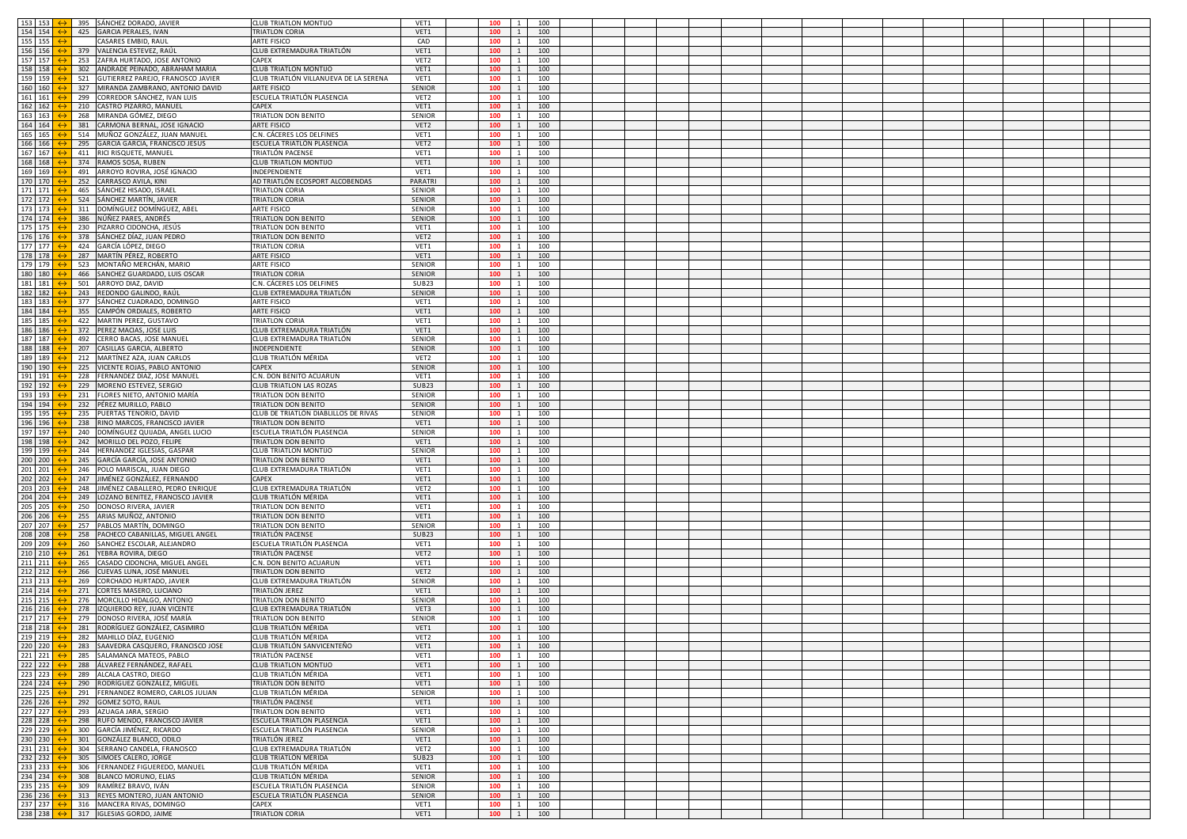| | | | | | | | | | | | | | | | | | | | | | | |
|---|---|---|---|---|---|---|---|---|---|---|---|---|---|---|---|---|---|---|---|---|---|---|
| 153 | 153 | ↔ | 395 | SÁNCHEZ DORADO, JAVIER | CLUB TRIATLON MONTIJO | VET1 | 100 | 1 | 100 | | | | | | | | | | | | | |
| 154 | 154 | ↔ | 425 | GARCIA PERALES, IVAN | TRIATLON CORIA | VET1 | 100 | 1 | 100 | | | | | | | | | | | | | |
| 155 | 155 | ↔ | | CASARES EMBID, RAUL | ARTE FISICO | CAD | 100 | 1 | 100 | | | | | | | | | | | | | |
| 156 | 156 | ↔ | 379 | VALENCIA ESTEVEZ, RAÚL | CLUB EXTREMADURA TRIATLÓN | VET1 | 100 | 1 | 100 | | | | | | | | | | | | | |
| 157 | 157 | ↔ | 253 | ZAFRA HURTADO, JOSE ANTONIO | CAPEX | VET2 | 100 | 1 | 100 | | | | | | | | | | | | | |
| 158 | 158 | ↔ | 302 | ANDRADE PEINADO, ABRAHAM MARIA | CLUB TRIATLON MONTIJO | VET1 | 100 | 1 | 100 | | | | | | | | | | | | | |
| 159 | 159 | ↔ | 521 | GUTIERREZ PAREJO, FRANCISCO JAVIER | CLUB TRIATLÓN VILLANUEVA DE LA SERENA | VET1 | 100 | 1 | 100 | | | | | | | | | | | | | |
| 160 | 160 | ↔ | 327 | MIRANDA ZAMBRANO, ANTONIO DAVID | ARTE FISICO | SENIOR | 100 | 1 | 100 | | | | | | | | | | | | | |
| 161 | 161 | ↔ | 299 | CORREDOR SÁNCHEZ, IVAN LUIS | ESCUELA TRIATLÓN PLASENCIA | VET2 | 100 | 1 | 100 | | | | | | | | | | | | | |
| 162 | 162 | ↔ | 210 | CASTRO PIZARRO, MANUEL | CAPEX | VET1 | 100 | 1 | 100 | | | | | | | | | | | | | |
| 163 | 163 | ↔ | 268 | MIRANDA GÓMEZ, DIEGO | TRIATLON DON BENITO | SENIOR | 100 | 1 | 100 | | | | | | | | | | | | | |
| 164 | 164 | ↔ | 381 | CARMONA BERNAL, JOSE IGNACIO | ARTE FISICO | VET2 | 100 | 1 | 100 | | | | | | | | | | | | | |
| 165 | 165 | ↔ | 514 | MUÑOZ GONZÁLEZ, JUAN MANUEL | C.N. CÁCERES LOS DELFINES | VET1 | 100 | 1 | 100 | | | | | | | | | | | | | |
| 166 | 166 | ↔ | 295 | GARCIA GARCIA, FRANCISCO JESUS | ESCUELA TRIATLÓN PLASENCIA | VET2 | 100 | 1 | 100 | | | | | | | | | | | | | |
| 167 | 167 | ↔ | 411 | RICI RISQUETE, MANUEL | TRIATLÓN PACENSE | VET1 | 100 | 1 | 100 | | | | | | | | | | | | | |
| 168 | 168 | ↔ | 374 | RAMOS SOSA, RUBEN | CLUB TRIATLON MONTIJO | VET1 | 100 | 1 | 100 | | | | | | | | | | | | | |
| 169 | 169 | ↔ | 491 | ARROYO ROVIRA, JOSÉ IGNACIO | INDEPENDIENTE | VET1 | 100 | 1 | 100 | | | | | | | | | | | | | |
| 170 | 170 | ↔ | 252 | CARRASCO AVILA, KINI | AD TRIATLÓN ECOSPORT ALCOBENDAS | PARATRI | 100 | 1 | 100 | | | | | | | | | | | | | |
| 171 | 171 | ↔ | 465 | SÁNCHEZ HISADO, ISRAEL | TRIATLON CORIA | SENIOR | 100 | 1 | 100 | | | | | | | | | | | | | |
| 172 | 172 | ↔ | 524 | SÁNCHEZ MARTÍN, JAVIER | TRIATLON CORIA | SENIOR | 100 | 1 | 100 | | | | | | | | | | | | | |
| 173 | 173 | ↔ | 311 | DOMÍNGUEZ DOMÍNGUEZ, ABEL | ARTE FISICO | SENIOR | 100 | 1 | 100 | | | | | | | | | | | | | |
| 174 | 174 | ↔ | 386 | NÚÑEZ PARES, ANDRÉS | TRIATLON DON BENITO | SENIOR | 100 | 1 | 100 | | | | | | | | | | | | | |
| 175 | 175 | ↔ | 230 | PIZARRO CIDONCHA, JESÚS | TRIATLON DON BENITO | VET1 | 100 | 1 | 100 | | | | | | | | | | | | | |
| 176 | 176 | ↔ | 378 | SÁNCHEZ DÍAZ, JUAN PEDRO | TRIATLON DON BENITO | VET2 | 100 | 1 | 100 | | | | | | | | | | | | | |
| 177 | 177 | ↔ | 424 | GARCÍA LÓPEZ, DIEGO | TRIATLON CORIA | VET1 | 100 | 1 | 100 | | | | | | | | | | | | | |
| 178 | 178 | ↔ | 287 | MARTÍN PÉREZ, ROBERTO | ARTE FISICO | VET1 | 100 | 1 | 100 | | | | | | | | | | | | | |
| 179 | 179 | ↔ | 523 | MONTAÑO MERCHÁN, MARIO | ARTE FISICO | SENIOR | 100 | 1 | 100 | | | | | | | | | | | | | |
| 180 | 180 | ↔ | 466 | SANCHEZ GUARDADO, LUIS OSCAR | TRIATLON CORIA | SENIOR | 100 | 1 | 100 | | | | | | | | | | | | | |
| 181 | 181 | ↔ | 501 | ARROYO DIAZ, DAVID | C.N. CÁCERES LOS DELFINES | SUB23 | 100 | 1 | 100 | | | | | | | | | | | | | |
| 182 | 182 | ↔ | 243 | REDONDO GALINDO, RAÚL | CLUB EXTREMADURA TRIATLÓN | SENIOR | 100 | 1 | 100 | | | | | | | | | | | | | |
| 183 | 183 | ↔ | 377 | SÁNCHEZ CUADRADO, DOMINGO | ARTE FISICO | VET1 | 100 | 1 | 100 | | | | | | | | | | | | | |
| 184 | 184 | ↔ | 355 | CAMPÓN ORDIALES, ROBERTO | ARTE FISICO | VET1 | 100 | 1 | 100 | | | | | | | | | | | | | |
| 185 | 185 | ↔ | 422 | MARTIN PEREZ, GUSTAVO | TRIATLON CORIA | VET1 | 100 | 1 | 100 | | | | | | | | | | | | | |
| 186 | 186 | ↔ | 372 | PEREZ MACIAS, JOSE LUIS | CLUB EXTREMADURA TRIATLÓN | VET1 | 100 | 1 | 100 | | | | | | | | | | | | | |
| 187 | 187 | ↔ | 492 | CERRO BACAS, JOSE MANUEL | CLUB EXTREMADURA TRIATLÓN | SENIOR | 100 | 1 | 100 | | | | | | | | | | | | | |
| 188 | 188 | ↔ | 207 | CASILLAS GARCIA, ALBERTO | INDEPENDIENTE | SENIOR | 100 | 1 | 100 | | | | | | | | | | | | | |
| 189 | 189 | ↔ | 212 | MARTÍNEZ AZA, JUAN CARLOS | CLUB TRIATLÓN MÉRIDA | VET2 | 100 | 1 | 100 | | | | | | | | | | | | | |
| 190 | 190 | ↔ | 225 | VICENTE ROJAS, PABLO ANTONIO | CAPEX | SENIOR | 100 | 1 | 100 | | | | | | | | | | | | | |
| 191 | 191 | ↔ | 228 | FERNANDEZ DIAZ, JOSE MANUEL | C.N. DON BENITO ACUARUN | VET1 | 100 | 1 | 100 | | | | | | | | | | | | | |
| 192 | 192 | ↔ | 229 | MORENO ESTEVEZ, SERGIO | CLUB TRIATLON LAS ROZAS | SUB23 | 100 | 1 | 100 | | | | | | | | | | | | | |
| 193 | 193 | ↔ | 231 | FLORES NIETO, ANTONIO MARÍA | TRIATLON DON BENITO | SENIOR | 100 | 1 | 100 | | | | | | | | | | | | | |
| 194 | 194 | ↔ | 232 | PÉREZ MURILLO, PABLO | TRIATLON DON BENITO | SENIOR | 100 | 1 | 100 | | | | | | | | | | | | | |
| 195 | 195 | ↔ | 235 | PUERTAS TENORIO, DAVID | CLUB DE TRIATLON DIABLILLOS DE RIVAS | SENIOR | 100 | 1 | 100 | | | | | | | | | | | | | |
| 196 | 196 | ↔ | 238 | RINO MARCOS, FRANCISCO JAVIER | TRIATLON DON BENITO | VET1 | 100 | 1 | 100 | | | | | | | | | | | | | |
| 197 | 197 | ↔ | 240 | DOMÍNGUEZ QUIJADA, ANGEL LUCIO | ESCUELA TRIATLÓN PLASENCIA | SENIOR | 100 | 1 | 100 | | | | | | | | | | | | | |
| 198 | 198 | ↔ | 242 | MORILLO DEL POZO, FELIPE | TRIATLON DON BENITO | VET1 | 100 | 1 | 100 | | | | | | | | | | | | | |
| 199 | 199 | ↔ | 244 | HERNANDEZ IGLESIAS, GASPAR | CLUB TRIATLON MONTIJO | SENIOR | 100 | 1 | 100 | | | | | | | | | | | | | |
| 200 | 200 | ↔ | 245 | GARCÍA GARCÍA, JOSE ANTONIO | TRIATLON DON BENITO | VET1 | 100 | 1 | 100 | | | | | | | | | | | | | |
| 201 | 201 | ↔ | 246 | POLO MARISCAL, JUAN DIEGO | CLUB EXTREMADURA TRIATLÓN | VET1 | 100 | 1 | 100 | | | | | | | | | | | | | |
| 202 | 202 | ↔ | 247 | JIMÉNEZ GONZÁLEZ, FERNANDO | CAPEX | VET1 | 100 | 1 | 100 | | | | | | | | | | | | | |
| 203 | 203 | ↔ | 248 | JIMÉNEZ CABALLERO, PEDRO ENRIQUE | CLUB EXTREMADURA TRIATLÓN | VET2 | 100 | 1 | 100 | | | | | | | | | | | | | |
| 204 | 204 | ↔ | 249 | LOZANO BENITEZ, FRANCISCO JAVIER | CLUB TRIATLÓN MÉRIDA | VET1 | 100 | 1 | 100 | | | | | | | | | | | | | |
| 205 | 205 | ↔ | 250 | DONOSO RIVERA, JAVIER | TRIATLON DON BENITO | VET1 | 100 | 1 | 100 | | | | | | | | | | | | | |
| 206 | 206 | ↔ | 255 | ARIAS MUÑOZ, ANTONIO | TRIATLON DON BENITO | VET1 | 100 | 1 | 100 | | | | | | | | | | | | | |
| 207 | 207 | ↔ | 257 | PABLOS MARTÍN, DOMINGO | TRIATLON DON BENITO | SENIOR | 100 | 1 | 100 | | | | | | | | | | | | | |
| 208 | 208 | ↔ | 258 | PACHECO CABANILLAS, MIGUEL ANGEL | TRIATLÓN PACENSE | SUB23 | 100 | 1 | 100 | | | | | | | | | | | | | |
| 209 | 209 | ↔ | 260 | SANCHEZ ESCOLAR, ALEJANDRO | ESCUELA TRIATLÓN PLASENCIA | VET1 | 100 | 1 | 100 | | | | | | | | | | | | | |
| 210 | 210 | ↔ | 261 | YEBRA ROVIRA, DIEGO | TRIATLÓN PACENSE | VET2 | 100 | 1 | 100 | | | | | | | | | | | | | |
| 211 | 211 | ↔ | 265 | CASADO CIDONCHA, MIGUEL ANGEL | C.N. DON BENITO ACUARUN | VET1 | 100 | 1 | 100 | | | | | | | | | | | | | |
| 212 | 212 | ↔ | 266 | CUEVAS LUNA, JOSÉ MANUEL | TRIATLON DON BENITO | VET2 | 100 | 1 | 100 | | | | | | | | | | | | | |
| 213 | 213 | ↔ | 269 | CORCHADO HURTADO, JAVIER | CLUB EXTREMADURA TRIATLÓN | SENIOR | 100 | 1 | 100 | | | | | | | | | | | | | |
| 214 | 214 | ↔ | 271 | CORTES MASERO, LUCIANO | TRIATLÓN JEREZ | VET1 | 100 | 1 | 100 | | | | | | | | | | | | | |
| 215 | 215 | ↔ | 276 | MORCILLO HIDALGO, ANTONIO | TRIATLON DON BENITO | SENIOR | 100 | 1 | 100 | | | | | | | | | | | | | |
| 216 | 216 | ↔ | 278 | IZQUIERDO REY, JUAN VICENTE | CLUB EXTREMADURA TRIATLÓN | VET3 | 100 | 1 | 100 | | | | | | | | | | | | | |
| 217 | 217 | ↔ | 279 | DONOSO RIVERA, JOSÉ MARÍA | TRIATLON DON BENITO | SENIOR | 100 | 1 | 100 | | | | | | | | | | | | | |
| 218 | 218 | ↔ | 281 | RODRÍGUEZ GONZÁLEZ, CASIMIRO | CLUB TRIATLÓN MÉRIDA | VET1 | 100 | 1 | 100 | | | | | | | | | | | | | |
| 219 | 219 | ↔ | 282 | MAHILLO DÍAZ, EUGENIO | CLUB TRIATLÓN MÉRIDA | VET2 | 100 | 1 | 100 | | | | | | | | | | | | | |
| 220 | 220 | ↔ | 283 | SAAVEDRA CASQUERO, FRANCISCO JOSE | CLUB TRIATLÓN SANVICENTEÑO | VET1 | 100 | 1 | 100 | | | | | | | | | | | | | |
| 221 | 221 | ↔ | 285 | SALAMANCA MATEOS, PABLO | TRIATLÓN PACENSE | VET1 | 100 | 1 | 100 | | | | | | | | | | | | | |
| 222 | 222 | ↔ | 288 | ÁLVAREZ FERNÁNDEZ, RAFAEL | CLUB TRIATLON MONTIJO | VET1 | 100 | 1 | 100 | | | | | | | | | | | | | |
| 223 | 223 | ↔ | 289 | ALCALA CASTRO, DIEGO | CLUB TRIATLÓN MÉRIDA | VET1 | 100 | 1 | 100 | | | | | | | | | | | | | |
| 224 | 224 | ↔ | 290 | RODRÍGUEZ GONZÁLEZ, MIGUEL | TRIATLON DON BENITO | VET1 | 100 | 1 | 100 | | | | | | | | | | | | | |
| 225 | 225 | ↔ | 291 | FERNANDEZ ROMERO, CARLOS JULIAN | CLUB TRIATLÓN MÉRIDA | SENIOR | 100 | 1 | 100 | | | | | | | | | | | | | |
| 226 | 226 | ↔ | 292 | GOMEZ SOTO, RAUL | TRIATLÓN PACENSE | VET1 | 100 | 1 | 100 | | | | | | | | | | | | | |
| 227 | 227 | ↔ | 293 | AZUAGA JARA, SERGIO | TRIATLON DON BENITO | VET1 | 100 | 1 | 100 | | | | | | | | | | | | | |
| 228 | 228 | ↔ | 298 | RUFO MENDO, FRANCISCO JAVIER | ESCUELA TRIATLÓN PLASENCIA | VET1 | 100 | 1 | 100 | | | | | | | | | | | | | |
| 229 | 229 | ↔ | 300 | GARCÍA JIMÉNEZ, RICARDO | ESCUELA TRIATLÓN PLASENCIA | SENIOR | 100 | 1 | 100 | | | | | | | | | | | | | |
| 230 | 230 | ↔ | 301 | GONZÁLEZ BLANCO, ODILO | TRIATLÓN JEREZ | VET1 | 100 | 1 | 100 | | | | | | | | | | | | | |
| 231 | 231 | ↔ | 304 | SERRANO CANDELA, FRANCISCO | CLUB EXTREMADURA TRIATLÓN | VET2 | 100 | 1 | 100 | | | | | | | | | | | | | |
| 232 | 232 | ↔ | 305 | SIMOES CALERO, JORGE | CLUB TRIATLÓN MÉRIDA | SUB23 | 100 | 1 | 100 | | | | | | | | | | | | | |
| 233 | 233 | ↔ | 306 | FERNANDEZ FIGUEREDO, MANUEL | CLUB TRIATLÓN MÉRIDA | VET1 | 100 | 1 | 100 | | | | | | | | | | | | | |
| 234 | 234 | ↔ | 308 | BLANCO MORUNO, ELIAS | CLUB TRIATLÓN MÉRIDA | SENIOR | 100 | 1 | 100 | | | | | | | | | | | | | |
| 235 | 235 | ↔ | 309 | RAMÍREZ BRAVO, IVÁN | ESCUELA TRIATLÓN PLASENCIA | SENIOR | 100 | 1 | 100 | | | | | | | | | | | | | |
| 236 | 236 | ↔ | 313 | REYES MONTERO, JUAN ANTONIO | ESCUELA TRIATLÓN PLASENCIA | SENIOR | 100 | 1 | 100 | | | | | | | | | | | | | |
| 237 | 237 | ↔ | 316 | MANCERA RIVAS, DOMINGO | CAPEX | VET1 | 100 | 1 | 100 | | | | | | | | | | | | | |
| 238 | 238 | ↔ | 317 | IGLESIAS GORDO, JAIME | TRIATLON CORIA | VET1 | 100 | 1 | 100 | | | | | | | | | | | | | |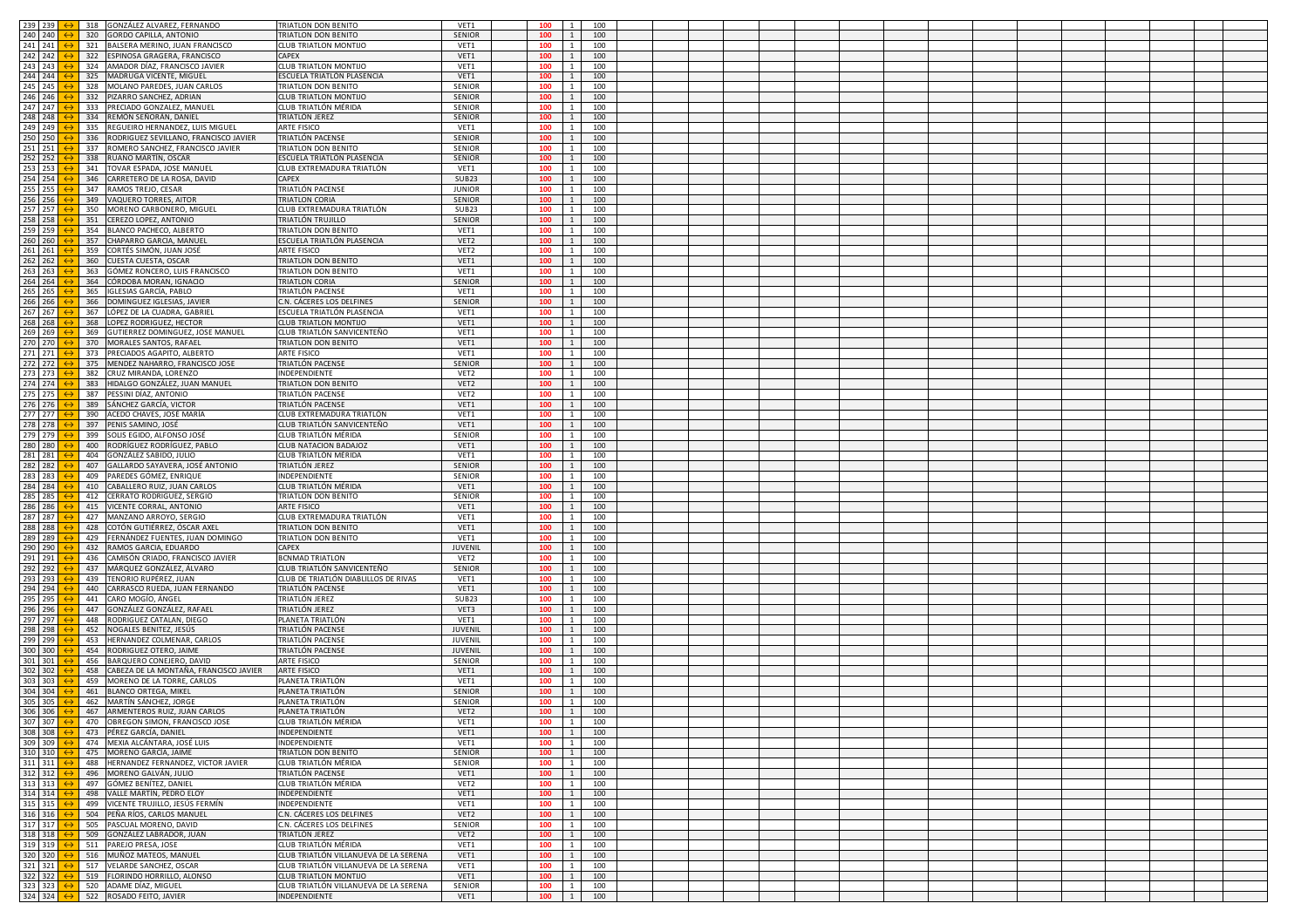| | | | | | | | | | | | | | | | | | | | | | | | | | |
|---|---|---|---|---|---|---|---|---|---|---|---|---|---|---|---|---|---|---|---|---|---|---|---|---|---|
| 239 | 239 | ↔ | 318 | GONZÁLEZ ALVAREZ, FERNANDO | TRIATLON DON BENITO | VET1 | 100 | 1 | 100 | | | | | | | | | | | | | | | | |
| 240 | 240 | ↔ | 320 | GORDO CAPILLA, ANTONIO | TRIATLON DON BENITO | SENIOR | 100 | 1 | 100 | | | | | | | | | | | | | | | | |
| 241 | 241 | ↔ | 321 | BALSERA MERINO, JUAN FRANCISCO | CLUB TRIATLON MONTIJO | VET1 | 100 | 1 | 100 | | | | | | | | | | | | | | | | |
| 242 | 242 | ↔ | 322 | ESPINOSA GRAGERA, FRANCISCO | CAPEX | VET1 | 100 | 1 | 100 | | | | | | | | | | | | | | | | |
| 243 | 243 | ↔ | 324 | AMADOR DÍAZ, FRANCISCO JAVIER | CLUB TRIATLON MONTIJO | VET1 | 100 | 1 | 100 | | | | | | | | | | | | | | | | |
| 244 | 244 | ↔ | 325 | MADRUGA VICENTE, MIGUEL | ESCUELA TRIATLÓN PLASENCIA | VET1 | 100 | 1 | 100 | | | | | | | | | | | | | | | | |
| 245 | 245 | ↔ | 328 | MOLANO PAREDES, JUAN CARLOS | TRIATLON DON BENITO | SENIOR | 100 | 1 | 100 | | | | | | | | | | | | | | | | |
| 246 | 246 | ↔ | 332 | PIZARRO SANCHEZ, ADRIAN | CLUB TRIATLON MONTIJO | SENIOR | 100 | 1 | 100 | | | | | | | | | | | | | | | | |
| 247 | 247 | ↔ | 333 | PRECIADO GONZALEZ, MANUEL | CLUB TRIATLÓN MÉRIDA | SENIOR | 100 | 1 | 100 | | | | | | | | | | | | | | | | |
| 248 | 248 | ↔ | 334 | REMÓN SEÑORÁN, DANIEL | TRIATLÓN JEREZ | SENIOR | 100 | 1 | 100 | | | | | | | | | | | | | | | | |
| 249 | 249 | ↔ | 335 | REGUEIRO HERNANDEZ, LUIS MIGUEL | ARTE FISICO | VET1 | 100 | 1 | 100 | | | | | | | | | | | | | | | | |
| 250 | 250 | ↔ | 336 | RODRIGUEZ SEVILLANO, FRANCISCO JAVIER | TRIATLÓN PACENSE | SENIOR | 100 | 1 | 100 | | | | | | | | | | | | | | | | |
| 251 | 251 | ↔ | 337 | ROMERO SANCHEZ, FRANCISCO JAVIER | TRIATLON DON BENITO | SENIOR | 100 | 1 | 100 | | | | | | | | | | | | | | | | |
| 252 | 252 | ↔ | 338 | RUANO MARTÍN, OSCAR | ESCUELA TRIATLÓN PLASENCIA | SENIOR | 100 | 1 | 100 | | | | | | | | | | | | | | | | |
| 253 | 253 | ↔ | 341 | TOVAR ESPADA, JOSE MANUEL | CLUB EXTREMADURA TRIATLÓN | VET1 | 100 | 1 | 100 | | | | | | | | | | | | | | | | |
| 254 | 254 | ↔ | 346 | CARRETERO DE LA ROSA, DAVID | CAPEX | SUB23 | 100 | 1 | 100 | | | | | | | | | | | | | | | | |
| 255 | 255 | ↔ | 347 | RAMOS TREJO, CESAR | TRIATLÓN PACENSE | JUNIOR | 100 | 1 | 100 | | | | | | | | | | | | | | | | |
| 256 | 256 | ↔ | 349 | VAQUERO TORRES, AITOR | TRIATLON CORIA | SENIOR | 100 | 1 | 100 | | | | | | | | | | | | | | | | |
| 257 | 257 | ↔ | 350 | MORENO CARBONERO, MIGUEL | CLUB EXTREMADURA TRIATLÓN | SUB23 | 100 | 1 | 100 | | | | | | | | | | | | | | | | |
| 258 | 258 | ↔ | 351 | CEREZO LOPEZ, ANTONIO | TRIATLÓN TRUJILLO | SENIOR | 100 | 1 | 100 | | | | | | | | | | | | | | | | |
| 259 | 259 | ↔ | 354 | BLANCO PACHECO, ALBERTO | TRIATLON DON BENITO | VET1 | 100 | 1 | 100 | | | | | | | | | | | | | | | | |
| 260 | 260 | ↔ | 357 | CHAPARRO GARCIA, MANUEL | ESCUELA TRIATLÓN PLASENCIA | VET2 | 100 | 1 | 100 | | | | | | | | | | | | | | | | |
| 261 | 261 | ↔ | 359 | CORTÉS SIMÓN, JUAN JOSÉ | ARTE FISICO | VET2 | 100 | 1 | 100 | | | | | | | | | | | | | | | | |
| 262 | 262 | ↔ | 360 | CUESTA CUESTA, OSCAR | TRIATLON DON BENITO | VET1 | 100 | 1 | 100 | | | | | | | | | | | | | | | | |
| 263 | 263 | ↔ | 363 | GÓMEZ RONCERO, LUIS FRANCISCO | TRIATLON DON BENITO | VET1 | 100 | 1 | 100 | | | | | | | | | | | | | | | | |
| 264 | 264 | ↔ | 364 | CÓRDOBA MORAN, IGNACIO | TRIATLON CORIA | SENIOR | 100 | 1 | 100 | | | | | | | | | | | | | | | | |
| 265 | 265 | ↔ | 365 | IGLESIAS GARCÍA, PABLO | TRIATLÓN PACENSE | VET1 | 100 | 1 | 100 | | | | | | | | | | | | | | | | |
| 266 | 266 | ↔ | 366 | DOMINGUEZ IGLESIAS, JAVIER | C.N. CÁCERES LOS DELFINES | SENIOR | 100 | 1 | 100 | | | | | | | | | | | | | | | | |
| 267 | 267 | ↔ | 367 | LÓPEZ DE LA CUADRA, GABRIEL | ESCUELA TRIATLÓN PLASENCIA | VET1 | 100 | 1 | 100 | | | | | | | | | | | | | | | | |
| 268 | 268 | ↔ | 368 | LOPEZ RODRIGUEZ, HECTOR | CLUB TRIATLON MONTIJO | VET1 | 100 | 1 | 100 | | | | | | | | | | | | | | | | |
| 269 | 269 | ↔ | 369 | GUTIERREZ DOMINGUEZ, JOSE MANUEL | CLUB TRIATLÓN SANVICENTEÑO | VET1 | 100 | 1 | 100 | | | | | | | | | | | | | | | | |
| 270 | 270 | ↔ | 370 | MORALES SANTOS, RAFAEL | TRIATLON DON BENITO | VET1 | 100 | 1 | 100 | | | | | | | | | | | | | | | | |
| 271 | 271 | ↔ | 373 | PRECIADOS AGAPITO, ALBERTO | ARTE FISICO | VET1 | 100 | 1 | 100 | | | | | | | | | | | | | | | | |
| 272 | 272 | ↔ | 375 | MENDEZ NAHARRO, FRANCISCO JOSE | TRIATLÓN PACENSE | SENIOR | 100 | 1 | 100 | | | | | | | | | | | | | | | | |
| 273 | 273 | ↔ | 382 | CRUZ MIRANDA, LORENZO | INDEPENDIENTE | VET2 | 100 | 1 | 100 | | | | | | | | | | | | | | | | |
| 274 | 274 | ↔ | 383 | HIDALGO GONZÁLEZ, JUAN MANUEL | TRIATLON DON BENITO | VET2 | 100 | 1 | 100 | | | | | | | | | | | | | | | | |
| 275 | 275 | ↔ | 387 | PESSINI DÍAZ, ANTONIO | TRIATLÓN PACENSE | VET2 | 100 | 1 | 100 | | | | | | | | | | | | | | | | |
| 276 | 276 | ↔ | 389 | SÁNCHEZ GARCÍA, VICTOR | TRIATLÓN PACENSE | VET1 | 100 | 1 | 100 | | | | | | | | | | | | | | | | |
| 277 | 277 | ↔ | 390 | ACEDO CHAVES, JOSÉ MARÍA | CLUB EXTREMADURA TRIATLÓN | VET1 | 100 | 1 | 100 | | | | | | | | | | | | | | | | |
| 278 | 278 | ↔ | 397 | PENIS SAMINO, JOSÉ | CLUB TRIATLÓN SANVICENTEÑO | VET1 | 100 | 1 | 100 | | | | | | | | | | | | | | | | |
| 279 | 279 | ↔ | 399 | SOLIS EGIDO, ALFONSO JOSÉ | CLUB TRIATLÓN MÉRIDA | SENIOR | 100 | 1 | 100 | | | | | | | | | | | | | | | | |
| 280 | 280 | ↔ | 400 | RODRÍGUEZ RODRÍGUEZ, PABLO | CLUB NATACION BADAJOZ | VET1 | 100 | 1 | 100 | | | | | | | | | | | | | | | | |
| 281 | 281 | ↔ | 404 | GONZÁLEZ SABIDO, JULIO | CLUB TRIATLÓN MÉRIDA | VET1 | 100 | 1 | 100 | | | | | | | | | | | | | | | | |
| 282 | 282 | ↔ | 407 | GALLARDO SAYAVERA, JOSÉ ANTONIO | TRIATLÓN JEREZ | SENIOR | 100 | 1 | 100 | | | | | | | | | | | | | | | | |
| 283 | 283 | ↔ | 409 | PAREDES GÓMEZ, ENRIQUE | INDEPENDIENTE | SENIOR | 100 | 1 | 100 | | | | | | | | | | | | | | | | |
| 284 | 284 | ↔ | 410 | CABALLERO RUIZ, JUAN CARLOS | CLUB TRIATLÓN MÉRIDA | VET1 | 100 | 1 | 100 | | | | | | | | | | | | | | | | |
| 285 | 285 | ↔ | 412 | CERRATO RODRIGUEZ, SERGIO | TRIATLON DON BENITO | SENIOR | 100 | 1 | 100 | | | | | | | | | | | | | | | | |
| 286 | 286 | ↔ | 415 | VICENTE CORRAL, ANTONIO | ARTE FISICO | VET1 | 100 | 1 | 100 | | | | | | | | | | | | | | | | |
| 287 | 287 | ↔ | 427 | MANZANO ARROYO, SERGIO | CLUB EXTREMADURA TRIATLÓN | VET1 | 100 | 1 | 100 | | | | | | | | | | | | | | | | |
| 288 | 288 | ↔ | 428 | COTÓN GUTIÉRREZ, ÓSCAR AXEL | TRIATLON DON BENITO | VET1 | 100 | 1 | 100 | | | | | | | | | | | | | | | | |
| 289 | 289 | ↔ | 429 | FERNÁNDEZ FUENTES, JUAN DOMINGO | TRIATLON DON BENITO | VET1 | 100 | 1 | 100 | | | | | | | | | | | | | | | | |
| 290 | 290 | ↔ | 432 | RAMOS GARCIA, EDUARDO | CAPEX | JUVENIL | 100 | 1 | 100 | | | | | | | | | | | | | | | | |
| 291 | 291 | ↔ | 436 | CAMISÓN CRIADO, FRANCISCO JAVIER | BCNMAD TRIATLON | VET2 | 100 | 1 | 100 | | | | | | | | | | | | | | | | |
| 292 | 292 | ↔ | 437 | MÁRQUEZ GONZÁLEZ, ÁLVARO | CLUB TRIATLÓN SANVICENTEÑO | SENIOR | 100 | 1 | 100 | | | | | | | | | | | | | | | | |
| 293 | 293 | ↔ | 439 | TENORIO RUPÉREZ, JUAN | CLUB DE TRIATLÓN DIABLILLOS DE RIVAS | VET1 | 100 | 1 | 100 | | | | | | | | | | | | | | | | |
| 294 | 294 | ↔ | 440 | CARRASCO RUEDA, JUAN FERNANDO | TRIATLÓN PACENSE | VET1 | 100 | 1 | 100 | | | | | | | | | | | | | | | | |
| 295 | 295 | ↔ | 441 | CARO MOGIO, ÁNGEL | TRIATLÓN JEREZ | SUB23 | 100 | 1 | 100 | | | | | | | | | | | | | | | | |
| 296 | 296 | ↔ | 447 | GONZÁLEZ GONZÁLEZ, RAFAEL | TRIATLÓN JEREZ | VET3 | 100 | 1 | 100 | | | | | | | | | | | | | | | | |
| 297 | 297 | ↔ | 448 | RODRIGUEZ CATALAN, DIEGO | PLANETA TRIATLÓN | VET1 | 100 | 1 | 100 | | | | | | | | | | | | | | | | |
| 298 | 298 | ↔ | 452 | NOGALES BENITEZ, JESÚS | TRIATLÓN PACENSE | JUVENIL | 100 | 1 | 100 | | | | | | | | | | | | | | | | |
| 299 | 299 | ↔ | 453 | HERNANDEZ COLMENAR, CARLOS | TRIATLÓN PACENSE | JUVENIL | 100 | 1 | 100 | | | | | | | | | | | | | | | | |
| 300 | 300 | ↔ | 454 | RODRIGUEZ OTERO, JAIME | TRIATLÓN PACENSE | JUVENIL | 100 | 1 | 100 | | | | | | | | | | | | | | | | |
| 301 | 301 | ↔ | 456 | BARQUERO CONEJERO, DAVID | ARTE FISICO | SENIOR | 100 | 1 | 100 | | | | | | | | | | | | | | | | |
| 302 | 302 | ↔ | 458 | CABEZA DE LA MONTAÑA, FRANCISCO JAVIER | ARTE FISICO | VET1 | 100 | 1 | 100 | | | | | | | | | | | | | | | | |
| 303 | 303 | ↔ | 459 | MORENO DE LA TORRE, CARLOS | PLANETA TRIATLÓN | VET1 | 100 | 1 | 100 | | | | | | | | | | | | | | | | |
| 304 | 304 | ↔ | 461 | BLANCO ORTEGA, MIKEL | PLANETA TRIATLÓN | SENIOR | 100 | 1 | 100 | | | | | | | | | | | | | | | | |
| 305 | 305 | ↔ | 462 | MARTÍN SÁNCHEZ, JORGE | PLANETA TRIATLÓN | SENIOR | 100 | 1 | 100 | | | | | | | | | | | | | | | | |
| 306 | 306 | ↔ | 467 | ARMENTEROS RUIZ, JUAN CARLOS | PLANETA TRIATLÓN | VET2 | 100 | 1 | 100 | | | | | | | | | | | | | | | | |
| 307 | 307 | ↔ | 470 | OBREGON SIMON, FRANCISCO JOSE | CLUB TRIATLÓN MÉRIDA | VET1 | 100 | 1 | 100 | | | | | | | | | | | | | | | | |
| 308 | 308 | ↔ | 473 | PÉREZ GARCÍA, DANIEL | INDEPENDIENTE | VET1 | 100 | 1 | 100 | | | | | | | | | | | | | | | | |
| 309 | 309 | ↔ | 474 | MEXIA ALCÁNTARA, JOSÉ LUIS | INDEPENDIENTE | VET1 | 100 | 1 | 100 | | | | | | | | | | | | | | | | |
| 310 | 310 | ↔ | 475 | MORENO GARCIA, JAIME | TRIATLON DON BENITO | SENIOR | 100 | 1 | 100 | | | | | | | | | | | | | | | | |
| 311 | 311 | ↔ | 488 | HERNANDEZ FERNANDEZ, VICTOR JAVIER | CLUB TRIATLÓN MÉRIDA | SENIOR | 100 | 1 | 100 | | | | | | | | | | | | | | | | |
| 312 | 312 | ↔ | 496 | MORENO GALVÁN, JULIO | TRIATLÓN PACENSE | VET1 | 100 | 1 | 100 | | | | | | | | | | | | | | | | |
| 313 | 313 | ↔ | 497 | GÓMEZ BENÍTEZ, DANIEL | CLUB TRIATLÓN MÉRIDA | VET2 | 100 | 1 | 100 | | | | | | | | | | | | | | | | |
| 314 | 314 | ↔ | 498 | VALLE MARTÍN, PEDRO ELOY | INDEPENDIENTE | VET1 | 100 | 1 | 100 | | | | | | | | | | | | | | | | |
| 315 | 315 | ↔ | 499 | VICENTE TRUJILLO, JESÚS FERMÍN | INDEPENDIENTE | VET1 | 100 | 1 | 100 | | | | | | | | | | | | | | | | |
| 316 | 316 | ↔ | 504 | PEÑA RÍOS, CARLOS MANUEL | C.N. CÁCERES LOS DELFINES | VET2 | 100 | 1 | 100 | | | | | | | | | | | | | | | | |
| 317 | 317 | ↔ | 505 | PASCUAL MORENO, DAVID | C.N. CÁCERES LOS DELFINES | SENIOR | 100 | 1 | 100 | | | | | | | | | | | | | | | | |
| 318 | 318 | ↔ | 509 | GONZÁLEZ LABRADOR, JUAN | TRIATLÓN JEREZ | VET2 | 100 | 1 | 100 | | | | | | | | | | | | | | | | |
| 319 | 319 | ↔ | 511 | PAREJO PRESA, JOSE | CLUB TRIATLÓN MÉRIDA | VET1 | 100 | 1 | 100 | | | | | | | | | | | | | | | | |
| 320 | 320 | ↔ | 516 | MUÑOZ MATEOS, MANUEL | CLUB TRIATLÓN VILLANUEVA DE LA SERENA | VET1 | 100 | 1 | 100 | | | | | | | | | | | | | | | | |
| 321 | 321 | ↔ | 517 | VELARDE SANCHEZ, OSCAR | CLUB TRIATLÓN VILLANUEVA DE LA SERENA | VET1 | 100 | 1 | 100 | | | | | | | | | | | | | | | | |
| 322 | 322 | ↔ | 519 | FLORINDO HORRILLO, ALONSO | CLUB TRIATLON MONTIJO | VET1 | 100 | 1 | 100 | | | | | | | | | | | | | | | | |
| 323 | 323 | ↔ | 520 | ADAME DÍAZ, MIGUEL | CLUB TRIATLÓN VILLANUEVA DE LA SERENA | SENIOR | 100 | 1 | 100 | | | | | | | | | | | | | | | | |
| 324 | 324 | ↔ | 522 | ROSADO FEITO, JAVIER | INDEPENDIENTE | VET1 | 100 | 1 | 100 | | | | | | | | | | | | | | | | |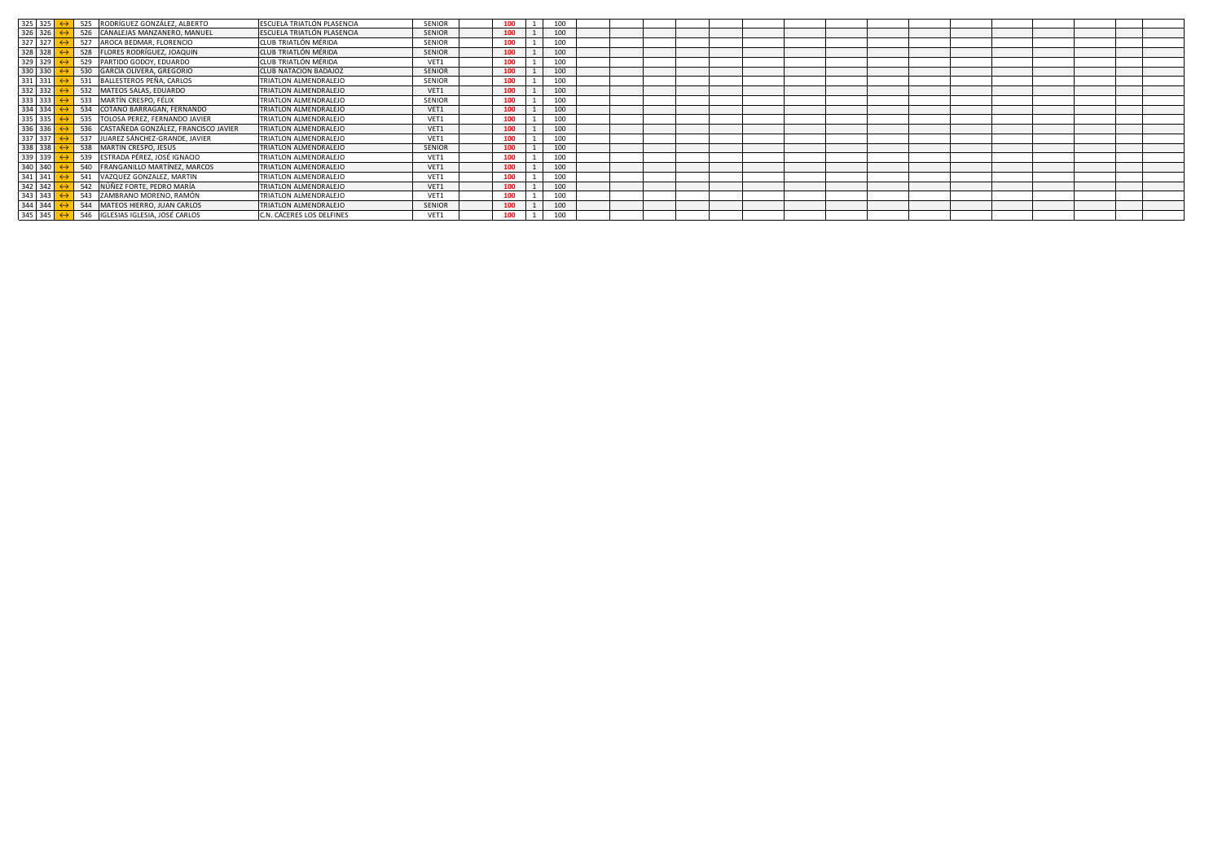| | | | | | | | | | | | | | | | | | | | | | | | | | | | |
|---|---|---|---|---|---|---|---|---|---|---|---|---|---|---|---|---|---|---|---|---|---|---|---|---|---|---|---|
| 325 | 325 | ↔ | 525 | RODRÍGUEZ GONZÁLEZ, ALBERTO | ESCUELA TRIATLÓN PLASENCIA | SENIOR | | 100 | 1 | 100 | | | | | | | | | | | | | | | | | |
| 326 | 326 | ↔ | 526 | CANALEJAS MANZANERO, MANUEL | ESCUELA TRIATLÓN PLASENCIA | SENIOR | | 100 | 1 | 100 | | | | | | | | | | | | | | | | | |
| 327 | 327 | ↔ | 527 | AROCA BEDMAR, FLORENCIO | CLUB TRIATLÓN MÉRIDA | SENIOR | | 100 | 1 | 100 | | | | | | | | | | | | | | | | | |
| 328 | 328 | ↔ | 528 | FLORES RODRÍGUEZ, JOAQUIN | CLUB TRIATLÓN MÉRIDA | SENIOR | | 100 | 1 | 100 | | | | | | | | | | | | | | | | | |
| 329 | 329 | ↔ | 529 | PARTIDO GODOY, EDUARDO | CLUB TRIATLÓN MÉRIDA | VET1 | | 100 | 1 | 100 | | | | | | | | | | | | | | | | | |
| 330 | 330 | ↔ | 530 | GARCÍA OLIVERA, GREGORIO | CLUB NATACION BADAJOZ | SENIOR | | 100 | 1 | 100 | | | | | | | | | | | | | | | | | |
| 331 | 331 | ↔ | 531 | BALLESTEROS PEÑA, CARLOS | TRIATLON ALMENDRALEJO | SENIOR | | 100 | 1 | 100 | | | | | | | | | | | | | | | | | |
| 332 | 332 | ↔ | 532 | MATEOS SALAS, EDUARDO | TRIATLON ALMENDRALEJO | VET1 | | 100 | 1 | 100 | | | | | | | | | | | | | | | | | |
| 333 | 333 | ↔ | 533 | MARTÍN CRESPO, FÉLIX | TRIATLON ALMENDRALEJO | SENIOR | | 100 | 1 | 100 | | | | | | | | | | | | | | | | | |
| 334 | 334 | ↔ | 534 | COTANO BARRAGAN, FERNANDO | TRIATLON ALMENDRALEJO | VET1 | | 100 | 1 | 100 | | | | | | | | | | | | | | | | | |
| 335 | 335 | ↔ | 535 | TOLOSA PEREZ, FERNANDO JAVIER | TRIATLON ALMENDRALEJO | VET1 | | 100 | 1 | 100 | | | | | | | | | | | | | | | | | |
| 336 | 336 | ↔ | 536 | CASTAÑEDA GONZÁLEZ, FRANCISCO JAVIER | TRIATLON ALMENDRALEJO | VET1 | | 100 | 1 | 100 | | | | | | | | | | | | | | | | | |
| 337 | 337 | ↔ | 537 | JUAREZ SÁNCHEZ-GRANDE, JAVIER | TRIATLON ALMENDRALEJO | VET1 | | 100 | 1 | 100 | | | | | | | | | | | | | | | | | |
| 338 | 338 | ↔ | 538 | MARTIN CRESPO, JESUS | TRIATLON ALMENDRALEJO | SENIOR | | 100 | 1 | 100 | | | | | | | | | | | | | | | | | |
| 339 | 339 | ↔ | 539 | ESTRADA PÉREZ, JOSÉ IGNACIO | TRIATLON ALMENDRALEJO | VET1 | | 100 | 1 | 100 | | | | | | | | | | | | | | | | | |
| 340 | 340 | ↔ | 540 | FRANGANILLO MARTÍNEZ, MARCOS | TRIATLON ALMENDRALEJO | VET1 | | 100 | 1 | 100 | | | | | | | | | | | | | | | | | |
| 341 | 341 | ↔ | 541 | VAZQUEZ GONZALEZ, MARTIN | TRIATLON ALMENDRALEJO | VET1 | | 100 | 1 | 100 | | | | | | | | | | | | | | | | | |
| 342 | 342 | ↔ | 542 | NÚÑEZ FORTE, PEDRO MARÍA | TRIATLON ALMENDRALEJO | VET1 | | 100 | 1 | 100 | | | | | | | | | | | | | | | | | |
| 343 | 343 | ↔ | 543 | ZAMBRANO MORENO, RAMÓN | TRIATLON ALMENDRALEJO | VET1 | | 100 | 1 | 100 | | | | | | | | | | | | | | | | | |
| 344 | 344 | ↔ | 544 | MATEOS HIERRO, JUAN CARLOS | TRIATLON ALMENDRALEJO | SENIOR | | 100 | 1 | 100 | | | | | | | | | | | | | | | | | |
| 345 | 345 | ↔ | 546 | IGLESIAS IGLESIA, JOSÉ CARLOS | C.N. CÁCERES LOS DELFINES | VET1 | | 100 | 1 | 100 | | | | | | | | | | | | | | | | | |